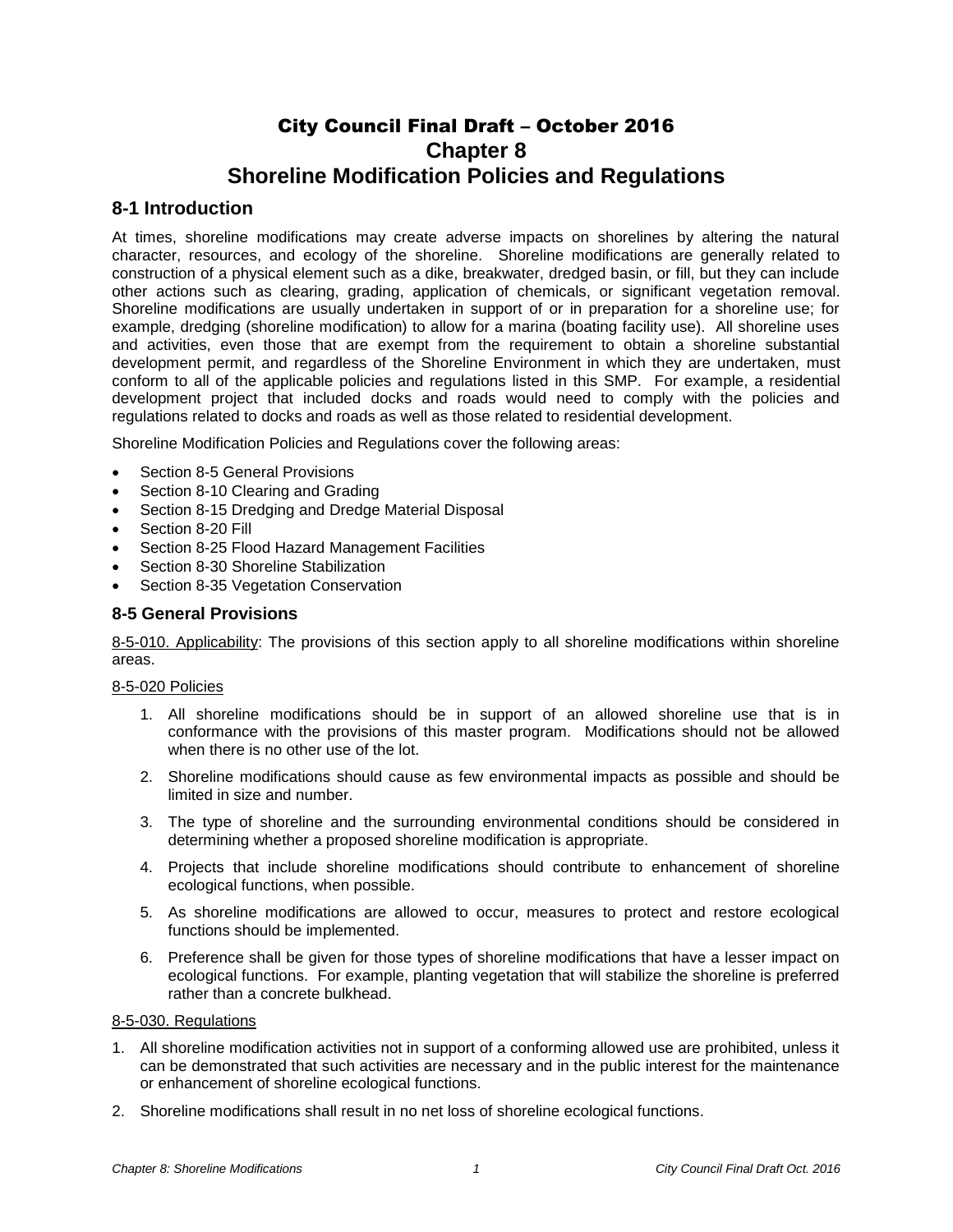# City Council Final Draft – October 2016

# Chapter 8

# Shoreline Modification Policies and Regulations

## 8-1 Introduction

At times, shoreline modifications may create adverse impacts on shorelines by altering the natural character, resources, and ecology of the shoreline. Shoreline modifications are generally related to construction of a physical element such as a dike, breakwater, dredged basin, or fill, but they can include other actions such as clearing, grading, application of chemicals, or significant vegetation removal. Shoreline modifications are usually undertaken in support of or in preparation for a shoreline use; for example, dredging (shoreline modification) to allow for a marina (boating facility use). All shoreline uses and activities, even those that are exempt from the requirement to obtain a shoreline substantial development permit, and regardless of the Shoreline Environment in which they are undertaken, must conform to all of the applicable policies and regulations listed in this SMP. For example, a residential development project that included docks and roads would need to comply with the policies and regulations related to docks and roads as well as those related to residential development.

Shoreline Modification Policies and Regulations cover the following areas:

- Section 8-5 General Provisions
- Section 8-10 Clearing and Grading
- Section 8-15 Dredging and Dredge Material Disposal
- Section 8-20 Fill
- Section 8-25 Flood Hazard Management Facilities
- Section 8-30 Shoreline Stabilization
- Section 8-35 Vegetation Conservation

## 8-5 General Provisions

<u>8-5-010. Applicability</u>: The provisions of this section apply to all shoreline modifications within shoreline areas.

<u>8-5-020 Policies</u>

1. All shoreline modifications should be in support of an allowed shoreline use that is in conformance with the provisions of this master program. Modifications should not be allowed when there is no other use of the lot.
2. Shoreline modifications should cause as few environmental impacts as possible and should be limited in size and number.
3. The type of shoreline and the surrounding environmental conditions should be considered in determining whether a proposed shoreline modification is appropriate.
4. Projects that include shoreline modifications should contribute to enhancement of shoreline ecological functions, when possible.
5. As shoreline modifications are allowed to occur, measures to protect and restore ecological functions should be implemented.
6. Preference shall be given for those types of shoreline modifications that have a lesser impact on ecological functions. For example, planting vegetation that will stabilize the shoreline is preferred rather than a concrete bulkhead.

<u>8-5-030. Regulations</u>

1. All shoreline modification activities not in support of a conforming allowed use are prohibited, unless it can be demonstrated that such activities are necessary and in the public interest for the maintenance or enhancement of shoreline ecological functions.
2. Shoreline modifications shall result in no net loss of shoreline ecological functions.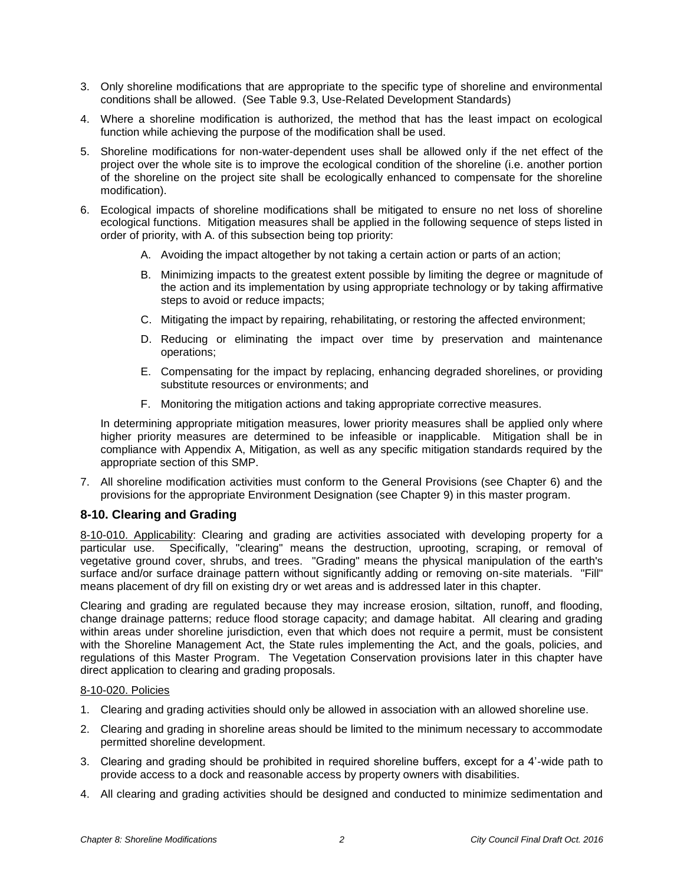3. Only shoreline modifications that are appropriate to the specific type of shoreline and environmental conditions shall be allowed. (See Table 9.3, Use-Related Development Standards)
4. Where a shoreline modification is authorized, the method that has the least impact on ecological function while achieving the purpose of the modification shall be used.
5. Shoreline modifications for non-water-dependent uses shall be allowed only if the net effect of the project over the whole site is to improve the ecological condition of the shoreline (i.e. another portion of the shoreline on the project site shall be ecologically enhanced to compensate for the shoreline modification).
6. Ecological impacts of shoreline modifications shall be mitigated to ensure no net loss of shoreline ecological functions. Mitigation measures shall be applied in the following sequence of steps listed in order of priority, with A. of this subsection being top priority:
   A. Avoiding the impact altogether by not taking a certain action or parts of an action;
   B. Minimizing impacts to the greatest extent possible by limiting the degree or magnitude of the action and its implementation by using appropriate technology or by taking affirmative steps to avoid or reduce impacts;
   C. Mitigating the impact by repairing, rehabilitating, or restoring the affected environment;
   D. Reducing or eliminating the impact over time by preservation and maintenance operations;
   E. Compensating for the impact by replacing, enhancing degraded shorelines, or providing substitute resources or environments; and
   F. Monitoring the mitigation actions and taking appropriate corrective measures.

   In determining appropriate mitigation measures, lower priority measures shall be applied only where higher priority measures are determined to be infeasible or inapplicable. Mitigation shall be in compliance with Appendix A, Mitigation, as well as any specific mitigation standards required by the appropriate section of this SMP.
7. All shoreline modification activities must conform to the General Provisions (see Chapter 6) and the provisions for the appropriate Environment Designation (see Chapter 9) in this master program.

## 8-10. Clearing and Grading

8-10-010. Applicability: Clearing and grading are activities associated with developing property for a particular use. Specifically, "clearing" means the destruction, uprooting, scraping, or removal of vegetative ground cover, shrubs, and trees. "Grading" means the physical manipulation of the earth's surface and/or surface drainage pattern without significantly adding or removing on-site materials. "Fill" means placement of dry fill on existing dry or wet areas and is addressed later in this chapter.

Clearing and grading are regulated because they may increase erosion, siltation, runoff, and flooding, change drainage patterns; reduce flood storage capacity; and damage habitat. All clearing and grading within areas under shoreline jurisdiction, even that which does not require a permit, must be consistent with the Shoreline Management Act, the State rules implementing the Act, and the goals, policies, and regulations of this Master Program. The Vegetation Conservation provisions later in this chapter have direct application to clearing and grading proposals.

8-10-020. Policies

1. Clearing and grading activities should only be allowed in association with an allowed shoreline use.
2. Clearing and grading in shoreline areas should be limited to the minimum necessary to accommodate permitted shoreline development.
3. Clearing and grading should be prohibited in required shoreline buffers, except for a 4'-wide path to provide access to a dock and reasonable access by property owners with disabilities.
4. All clearing and grading activities should be designed and conducted to minimize sedimentation and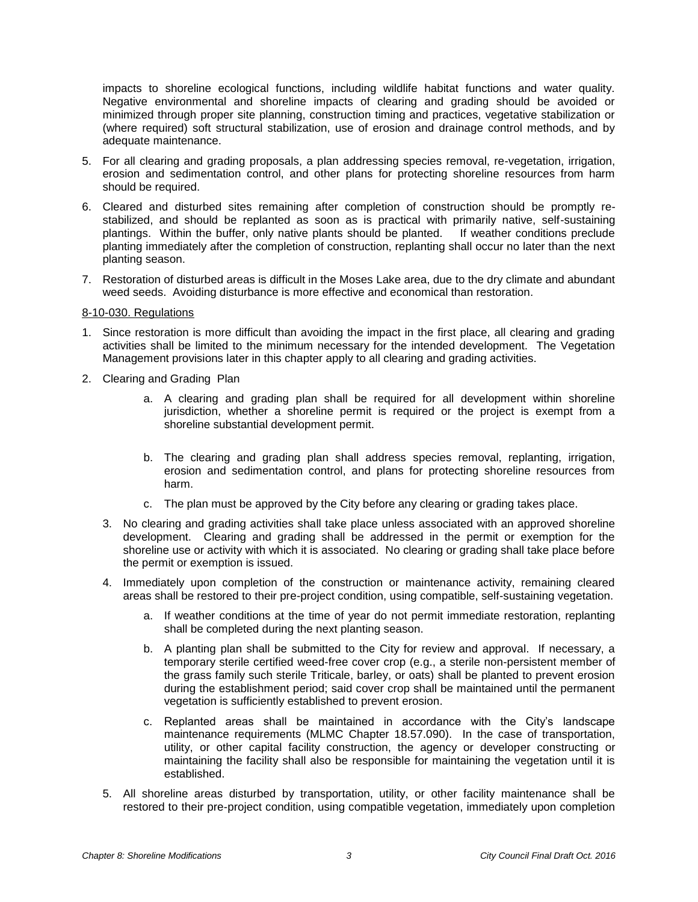impacts to shoreline ecological functions, including wildlife habitat functions and water quality. Negative environmental and shoreline impacts of clearing and grading should be avoided or minimized through proper site planning, construction timing and practices, vegetative stabilization or (where required) soft structural stabilization, use of erosion and drainage control methods, and by adequate maintenance.

5. For all clearing and grading proposals, a plan addressing species removal, re-vegetation, irrigation, erosion and sedimentation control, and other plans for protecting shoreline resources from harm should be required.
6. Cleared and disturbed sites remaining after completion of construction should be promptly re-stabilized, and should be replanted as soon as is practical with primarily native, self-sustaining plantings. Within the buffer, only native plants should be planted. If weather conditions preclude planting immediately after the completion of construction, replanting shall occur no later than the next planting season.
7. Restoration of disturbed areas is difficult in the Moses Lake area, due to the dry climate and abundant weed seeds. Avoiding disturbance is more effective and economical than restoration.

8-10-030. Regulations

1. Since restoration is more difficult than avoiding the impact in the first place, all clearing and grading activities shall be limited to the minimum necessary for the intended development. The Vegetation Management provisions later in this chapter apply to all clearing and grading activities.
2. Clearing and Grading Plan
    a. A clearing and grading plan shall be required for all development within shoreline jurisdiction, whether a shoreline permit is required or the project is exempt from a shoreline substantial development permit.
    b. The clearing and grading plan shall address species removal, replanting, irrigation, erosion and sedimentation control, and plans for protecting shoreline resources from harm.
    c. The plan must be approved by the City before any clearing or grading takes place.
3. No clearing and grading activities shall take place unless associated with an approved shoreline development. Clearing and grading shall be addressed in the permit or exemption for the shoreline use or activity with which it is associated. No clearing or grading shall take place before the permit or exemption is issued.
4. Immediately upon completion of the construction or maintenance activity, remaining cleared areas shall be restored to their pre-project condition, using compatible, self-sustaining vegetation.
    a. If weather conditions at the time of year do not permit immediate restoration, replanting shall be completed during the next planting season.
    b. A planting plan shall be submitted to the City for review and approval. If necessary, a temporary sterile certified weed-free cover crop (e.g., a sterile non-persistent member of the grass family such sterile Triticale, barley, or oats) shall be planted to prevent erosion during the establishment period; said cover crop shall be maintained until the permanent vegetation is sufficiently established to prevent erosion.
    c. Replanted areas shall be maintained in accordance with the City's landscape maintenance requirements (MLMC Chapter 18.57.090). In the case of transportation, utility, or other capital facility construction, the agency or developer constructing or maintaining the facility shall also be responsible for maintaining the vegetation until it is established.
5. All shoreline areas disturbed by transportation, utility, or other facility maintenance shall be restored to their pre-project condition, using compatible vegetation, immediately upon completion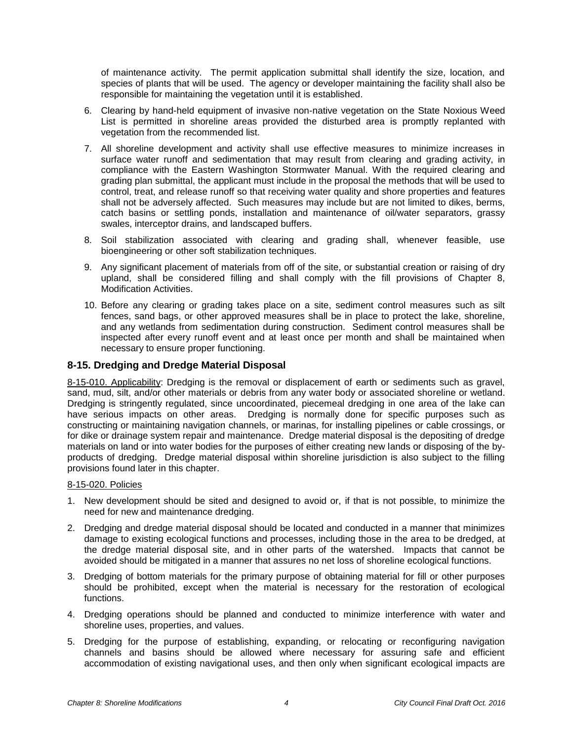of maintenance activity. The permit application submittal shall identify the size, location, and species of plants that will be used. The agency or developer maintaining the facility shall also be responsible for maintaining the vegetation until it is established.

6. Clearing by hand-held equipment of invasive non-native vegetation on the State Noxious Weed List is permitted in shoreline areas provided the disturbed area is promptly replanted with vegetation from the recommended list.
7. All shoreline development and activity shall use effective measures to minimize increases in surface water runoff and sedimentation that may result from clearing and grading activity, in compliance with the Eastern Washington Stormwater Manual. With the required clearing and grading plan submittal, the applicant must include in the proposal the methods that will be used to control, treat, and release runoff so that receiving water quality and shore properties and features shall not be adversely affected. Such measures may include but are not limited to dikes, berms, catch basins or settling ponds, installation and maintenance of oil/water separators, grassy swales, interceptor drains, and landscaped buffers.
8. Soil stabilization associated with clearing and grading shall, whenever feasible, use bioengineering or other soft stabilization techniques.
9. Any significant placement of materials from off of the site, or substantial creation or raising of dry upland, shall be considered filling and shall comply with the fill provisions of Chapter 8, Modification Activities.
10. Before any clearing or grading takes place on a site, sediment control measures such as silt fences, sand bags, or other approved measures shall be in place to protect the lake, shoreline, and any wetlands from sedimentation during construction. Sediment control measures shall be inspected after every runoff event and at least once per month and shall be maintained when necessary to ensure proper functioning.

## 8-15. Dredging and Dredge Material Disposal

8-15-010. Applicability: Dredging is the removal or displacement of earth or sediments such as gravel, sand, mud, silt, and/or other materials or debris from any water body or associated shoreline or wetland. Dredging is stringently regulated, since uncoordinated, piecemeal dredging in one area of the lake can have serious impacts on other areas. Dredging is normally done for specific purposes such as constructing or maintaining navigation channels, or marinas, for installing pipelines or cable crossings, or for dike or drainage system repair and maintenance. Dredge material disposal is the depositing of dredge materials on land or into water bodies for the purposes of either creating new lands or disposing of the by-products of dredging. Dredge material disposal within shoreline jurisdiction is also subject to the filling provisions found later in this chapter.

8-15-020. Policies

1. New development should be sited and designed to avoid or, if that is not possible, to minimize the need for new and maintenance dredging.
2. Dredging and dredge material disposal should be located and conducted in a manner that minimizes damage to existing ecological functions and processes, including those in the area to be dredged, at the dredge material disposal site, and in other parts of the watershed. Impacts that cannot be avoided should be mitigated in a manner that assures no net loss of shoreline ecological functions.
3. Dredging of bottom materials for the primary purpose of obtaining material for fill or other purposes should be prohibited, except when the material is necessary for the restoration of ecological functions.
4. Dredging operations should be planned and conducted to minimize interference with water and shoreline uses, properties, and values.
5. Dredging for the purpose of establishing, expanding, or relocating or reconfiguring navigation channels and basins should be allowed where necessary for assuring safe and efficient accommodation of existing navigational uses, and then only when significant ecological impacts are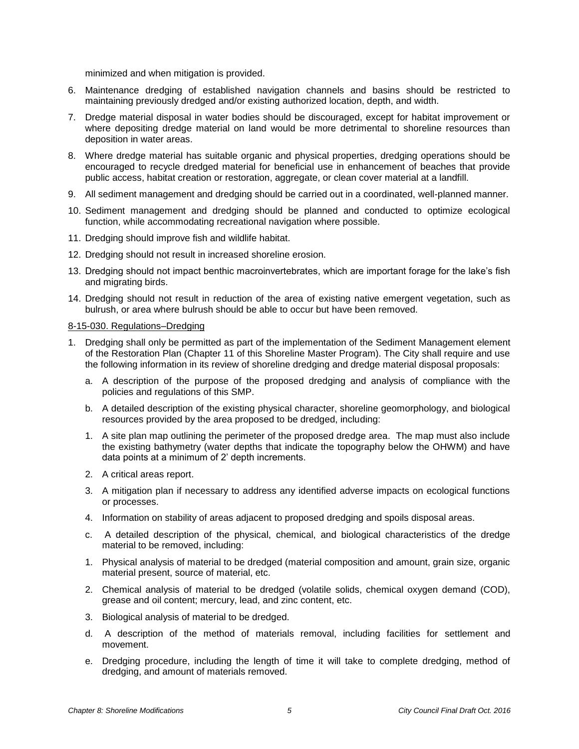minimized and when mitigation is provided.

6. Maintenance dredging of established navigation channels and basins should be restricted to maintaining previously dredged and/or existing authorized location, depth, and width.
7. Dredge material disposal in water bodies should be discouraged, except for habitat improvement or where depositing dredge material on land would be more detrimental to shoreline resources than deposition in water areas.
8. Where dredge material has suitable organic and physical properties, dredging operations should be encouraged to recycle dredged material for beneficial use in enhancement of beaches that provide public access, habitat creation or restoration, aggregate, or clean cover material at a landfill.
9. All sediment management and dredging should be carried out in a coordinated, well-planned manner.
10. Sediment management and dredging should be planned and conducted to optimize ecological function, while accommodating recreational navigation where possible.
11. Dredging should improve fish and wildlife habitat.
12. Dredging should not result in increased shoreline erosion.
13. Dredging should not impact benthic macroinvertebrates, which are important forage for the lake's fish and migrating birds.
14. Dredging should not result in reduction of the area of existing native emergent vegetation, such as bulrush, or area where bulrush should be able to occur but have been removed.

8-15-030. Regulations–Dredging

1. Dredging shall only be permitted as part of the implementation of the Sediment Management element of the Restoration Plan (Chapter 11 of this Shoreline Master Program). The City shall require and use the following information in its review of shoreline dredging and dredge material disposal proposals:
   a. A description of the purpose of the proposed dredging and analysis of compliance with the policies and regulations of this SMP.
   b. A detailed description of the existing physical character, shoreline geomorphology, and biological resources provided by the area proposed to be dredged, including:
   1. A site plan map outlining the perimeter of the proposed dredge area. The map must also include the existing bathymetry (water depths that indicate the topography below the OHWM) and have data points at a minimum of 2' depth increments.
   2. A critical areas report.
   3. A mitigation plan if necessary to address any identified adverse impacts on ecological functions or processes.
   4. Information on stability of areas adjacent to proposed dredging and spoils disposal areas.
   c. A detailed description of the physical, chemical, and biological characteristics of the dredge material to be removed, including:
   1. Physical analysis of material to be dredged (material composition and amount, grain size, organic material present, source of material, etc.
   2. Chemical analysis of material to be dredged (volatile solids, chemical oxygen demand (COD), grease and oil content; mercury, lead, and zinc content, etc.
   3. Biological analysis of material to be dredged.
   d. A description of the method of materials removal, including facilities for settlement and movement.
   e. Dredging procedure, including the length of time it will take to complete dredging, method of dredging, and amount of materials removed.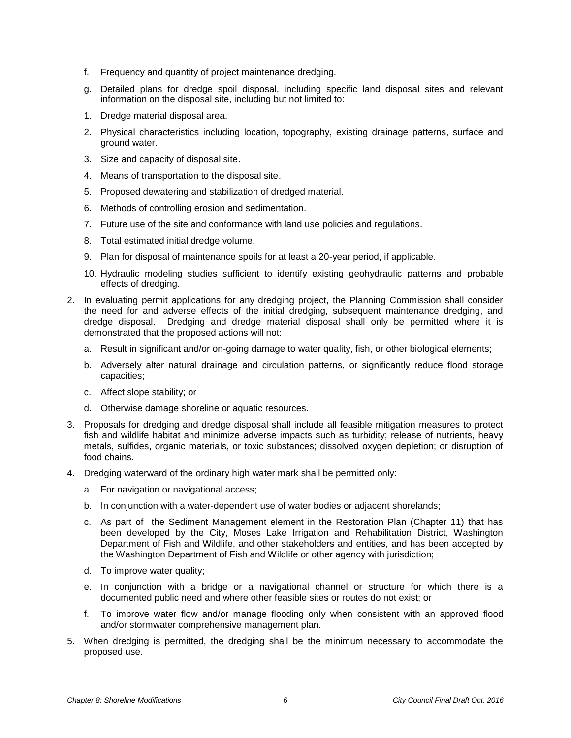f. Frequency and quantity of project maintenance dredging.

g. Detailed plans for dredge spoil disposal, including specific land disposal sites and relevant information on the disposal site, including but not limited to:

1. Dredge material disposal area.
2. Physical characteristics including location, topography, existing drainage patterns, surface and ground water.
3. Size and capacity of disposal site.
4. Means of transportation to the disposal site.
5. Proposed dewatering and stabilization of dredged material.
6. Methods of controlling erosion and sedimentation.
7. Future use of the site and conformance with land use policies and regulations.
8. Total estimated initial dredge volume.
9. Plan for disposal of maintenance spoils for at least a 20-year period, if applicable.
10. Hydraulic modeling studies sufficient to identify existing geohydraulic patterns and probable effects of dredging.

2. In evaluating permit applications for any dredging project, the Planning Commission shall consider the need for and adverse effects of the initial dredging, subsequent maintenance dredging, and dredge disposal. Dredging and dredge material disposal shall only be permitted where it is demonstrated that the proposed actions will not:

   a. Result in significant and/or on-going damage to water quality, fish, or other biological elements;
   b. Adversely alter natural drainage and circulation patterns, or significantly reduce flood storage capacities;
   c. Affect slope stability; or
   d. Otherwise damage shoreline or aquatic resources.

3. Proposals for dredging and dredge disposal shall include all feasible mitigation measures to protect fish and wildlife habitat and minimize adverse impacts such as turbidity; release of nutrients, heavy metals, sulfides, organic materials, or toxic substances; dissolved oxygen depletion; or disruption of food chains.

4. Dredging waterward of the ordinary high water mark shall be permitted only:

   a. For navigation or navigational access;
   b. In conjunction with a water-dependent use of water bodies or adjacent shorelands;
   c. As part of the Sediment Management element in the Restoration Plan (Chapter 11) that has been developed by the City, Moses Lake Irrigation and Rehabilitation District, Washington Department of Fish and Wildlife, and other stakeholders and entities, and has been accepted by the Washington Department of Fish and Wildlife or other agency with jurisdiction;
   d. To improve water quality;
   e. In conjunction with a bridge or a navigational channel or structure for which there is a documented public need and where other feasible sites or routes do not exist; or
   f. To improve water flow and/or manage flooding only when consistent with an approved flood and/or stormwater comprehensive management plan.

5. When dredging is permitted, the dredging shall be the minimum necessary to accommodate the proposed use.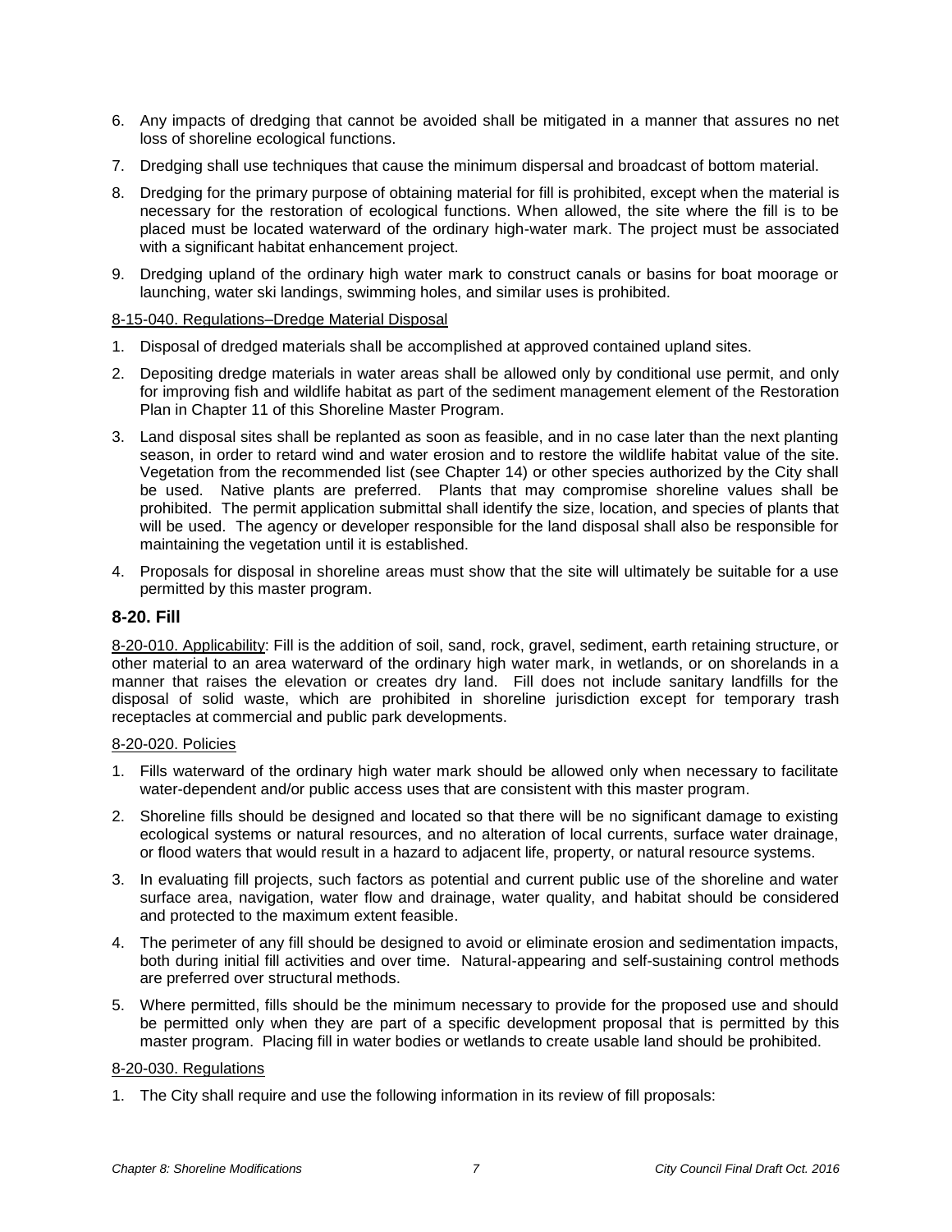6. Any impacts of dredging that cannot be avoided shall be mitigated in a manner that assures no net loss of shoreline ecological functions.
7. Dredging shall use techniques that cause the minimum dispersal and broadcast of bottom material.
8. Dredging for the primary purpose of obtaining material for fill is prohibited, except when the material is necessary for the restoration of ecological functions. When allowed, the site where the fill is to be placed must be located waterward of the ordinary high-water mark. The project must be associated with a significant habitat enhancement project.
9. Dredging upland of the ordinary high water mark to construct canals or basins for boat moorage or launching, water ski landings, swimming holes, and similar uses is prohibited.

<u>8-15-040. Regulations–Dredge Material Disposal</u>

1. Disposal of dredged materials shall be accomplished at approved contained upland sites.
2. Depositing dredge materials in water areas shall be allowed only by conditional use permit, and only for improving fish and wildlife habitat as part of the sediment management element of the Restoration Plan in Chapter 11 of this Shoreline Master Program.
3. Land disposal sites shall be replanted as soon as feasible, and in no case later than the next planting season, in order to retard wind and water erosion and to restore the wildlife habitat value of the site. Vegetation from the recommended list (see Chapter 14) or other species authorized by the City shall be used. Native plants are preferred. Plants that may compromise shoreline values shall be prohibited. The permit application submittal shall identify the size, location, and species of plants that will be used. The agency or developer responsible for the land disposal shall also be responsible for maintaining the vegetation until it is established.
4. Proposals for disposal in shoreline areas must show that the site will ultimately be suitable for a use permitted by this master program.

## 8-20. Fill

<u>8-20-010. Applicability</u>: Fill is the addition of soil, sand, rock, gravel, sediment, earth retaining structure, or other material to an area waterward of the ordinary high water mark, in wetlands, or on shorelands in a manner that raises the elevation or creates dry land. Fill does not include sanitary landfills for the disposal of solid waste, which are prohibited in shoreline jurisdiction except for temporary trash receptacles at commercial and public park developments.

<u>8-20-020. Policies</u>

1. Fills waterward of the ordinary high water mark should be allowed only when necessary to facilitate water-dependent and/or public access uses that are consistent with this master program.
2. Shoreline fills should be designed and located so that there will be no significant damage to existing ecological systems or natural resources, and no alteration of local currents, surface water drainage, or flood waters that would result in a hazard to adjacent life, property, or natural resource systems.
3. In evaluating fill projects, such factors as potential and current public use of the shoreline and water surface area, navigation, water flow and drainage, water quality, and habitat should be considered and protected to the maximum extent feasible.
4. The perimeter of any fill should be designed to avoid or eliminate erosion and sedimentation impacts, both during initial fill activities and over time. Natural-appearing and self-sustaining control methods are preferred over structural methods.
5. Where permitted, fills should be the minimum necessary to provide for the proposed use and should be permitted only when they are part of a specific development proposal that is permitted by this master program. Placing fill in water bodies or wetlands to create usable land should be prohibited.

<u>8-20-030. Regulations</u>

1. The City shall require and use the following information in its review of fill proposals: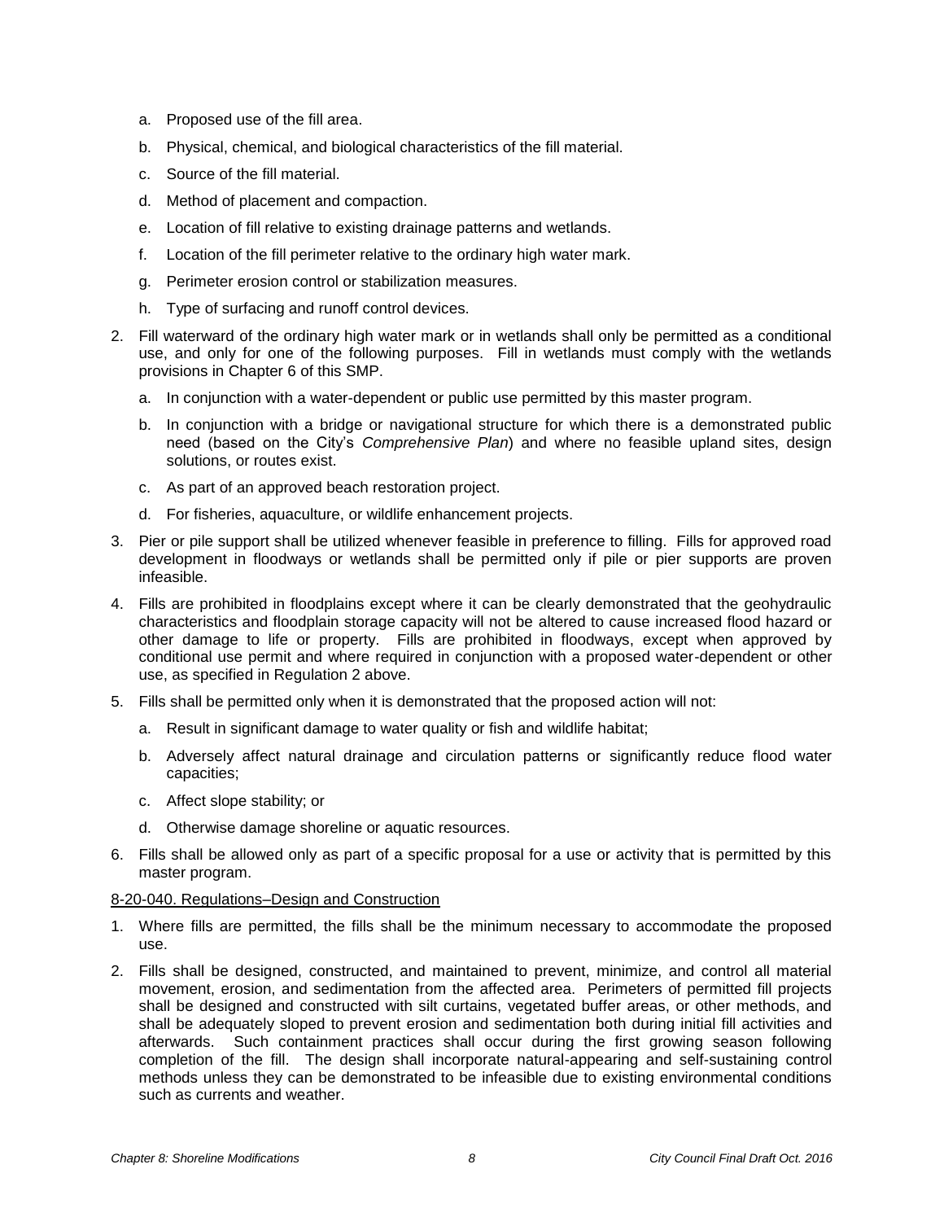a. Proposed use of the fill area.
   b. Physical, chemical, and biological characteristics of the fill material.
   c. Source of the fill material.
   d. Method of placement and compaction.
   e. Location of fill relative to existing drainage patterns and wetlands.
   f. Location of the fill perimeter relative to the ordinary high water mark.
   g. Perimeter erosion control or stabilization measures.
   h. Type of surfacing and runoff control devices.

2. Fill waterward of the ordinary high water mark or in wetlands shall only be permitted as a conditional use, and only for one of the following purposes. Fill in wetlands must comply with the wetlands provisions in Chapter 6 of this SMP.
   a. In conjunction with a water-dependent or public use permitted by this master program.
   b. In conjunction with a bridge or navigational structure for which there is a demonstrated public need (based on the City's *Comprehensive Plan*) and where no feasible upland sites, design solutions, or routes exist.
   c. As part of an approved beach restoration project.
   d. For fisheries, aquaculture, or wildlife enhancement projects.

3. Pier or pile support shall be utilized whenever feasible in preference to filling. Fills for approved road development in floodways or wetlands shall be permitted only if pile or pier supports are proven infeasible.

4. Fills are prohibited in floodplains except where it can be clearly demonstrated that the geohydraulic characteristics and floodplain storage capacity will not be altered to cause increased flood hazard or other damage to life or property. Fills are prohibited in floodways, except when approved by conditional use permit and where required in conjunction with a proposed water-dependent or other use, as specified in Regulation 2 above.

5. Fills shall be permitted only when it is demonstrated that the proposed action will not:
   a. Result in significant damage to water quality or fish and wildlife habitat;
   b. Adversely affect natural drainage and circulation patterns or significantly reduce flood water capacities;
   c. Affect slope stability; or
   d. Otherwise damage shoreline or aquatic resources.

6. Fills shall be allowed only as part of a specific proposal for a use or activity that is permitted by this master program.

8-20-040. Regulations–Design and Construction

1. Where fills are permitted, the fills shall be the minimum necessary to accommodate the proposed use.

2. Fills shall be designed, constructed, and maintained to prevent, minimize, and control all material movement, erosion, and sedimentation from the affected area. Perimeters of permitted fill projects shall be designed and constructed with silt curtains, vegetated buffer areas, or other methods, and shall be adequately sloped to prevent erosion and sedimentation both during initial fill activities and afterwards. Such containment practices shall occur during the first growing season following completion of the fill. The design shall incorporate natural-appearing and self-sustaining control methods unless they can be demonstrated to be infeasible due to existing environmental conditions such as currents and weather.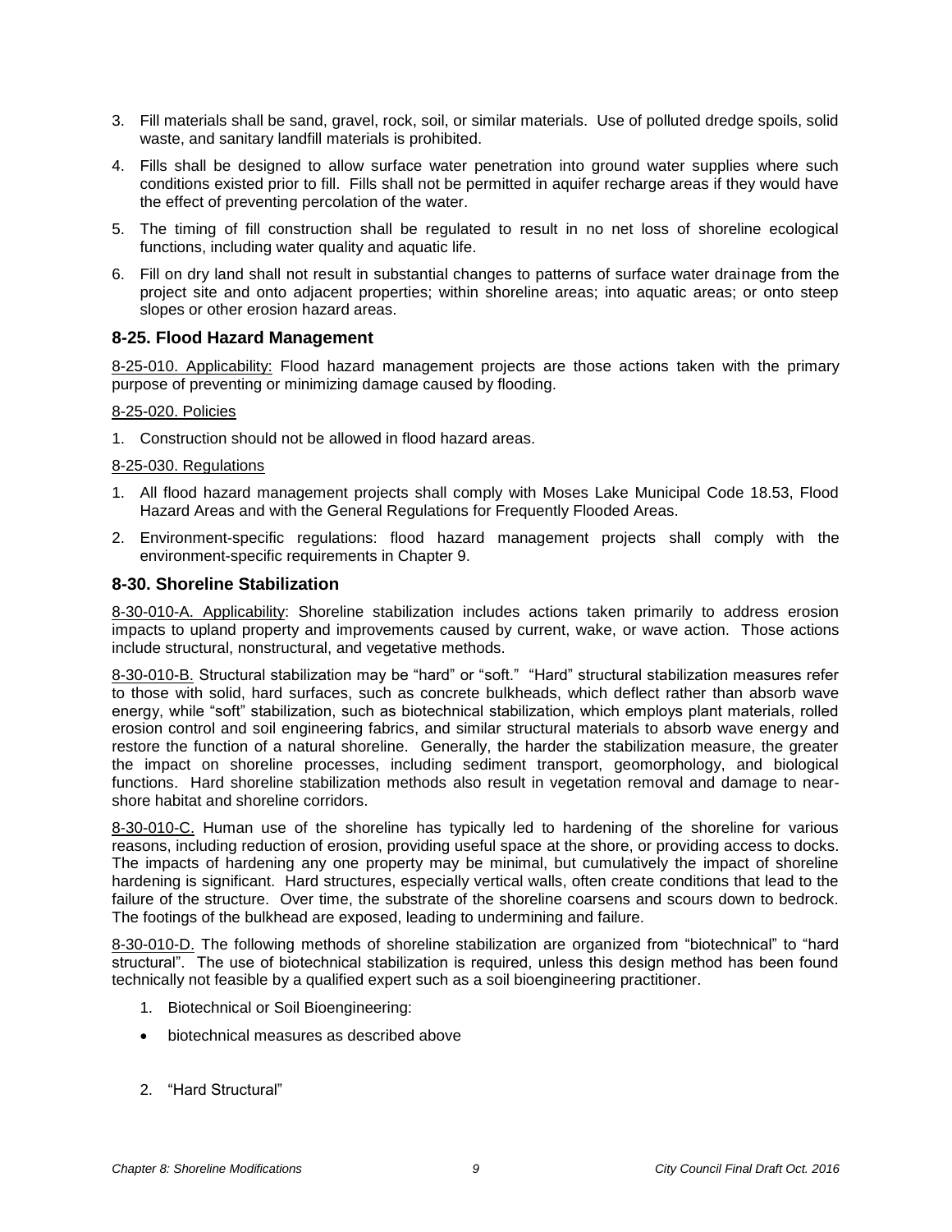3. Fill materials shall be sand, gravel, rock, soil, or similar materials. Use of polluted dredge spoils, solid waste, and sanitary landfill materials is prohibited.
4. Fills shall be designed to allow surface water penetration into ground water supplies where such conditions existed prior to fill. Fills shall not be permitted in aquifer recharge areas if they would have the effect of preventing percolation of the water.
5. The timing of fill construction shall be regulated to result in no net loss of shoreline ecological functions, including water quality and aquatic life.
6. Fill on dry land shall not result in substantial changes to patterns of surface water drainage from the project site and onto adjacent properties; within shoreline areas; into aquatic areas; or onto steep slopes or other erosion hazard areas.

### 8-25. Flood Hazard Management

8-25-010. Applicability: Flood hazard management projects are those actions taken with the primary purpose of preventing or minimizing damage caused by flooding.

8-25-020. Policies

1. Construction should not be allowed in flood hazard areas.

8-25-030. Regulations

1. All flood hazard management projects shall comply with Moses Lake Municipal Code 18.53, Flood Hazard Areas and with the General Regulations for Frequently Flooded Areas.
2. Environment-specific regulations: flood hazard management projects shall comply with the environment-specific requirements in Chapter 9.

### 8-30. Shoreline Stabilization

8-30-010-A. Applicability: Shoreline stabilization includes actions taken primarily to address erosion impacts to upland property and improvements caused by current, wake, or wave action. Those actions include structural, nonstructural, and vegetative methods.

8-30-010-B. Structural stabilization may be "hard" or "soft." "Hard" structural stabilization measures refer to those with solid, hard surfaces, such as concrete bulkheads, which deflect rather than absorb wave energy, while "soft" stabilization, such as biotechnical stabilization, which employs plant materials, rolled erosion control and soil engineering fabrics, and similar structural materials to absorb wave energy and restore the function of a natural shoreline. Generally, the harder the stabilization measure, the greater the impact on shoreline processes, including sediment transport, geomorphology, and biological functions. Hard shoreline stabilization methods also result in vegetation removal and damage to near-shore habitat and shoreline corridors.

8-30-010-C. Human use of the shoreline has typically led to hardening of the shoreline for various reasons, including reduction of erosion, providing useful space at the shore, or providing access to docks. The impacts of hardening any one property may be minimal, but cumulatively the impact of shoreline hardening is significant. Hard structures, especially vertical walls, often create conditions that lead to the failure of the structure. Over time, the substrate of the shoreline coarsens and scours down to bedrock. The footings of the bulkhead are exposed, leading to undermining and failure.

8-30-010-D. The following methods of shoreline stabilization are organized from "biotechnical" to "hard structural". The use of biotechnical stabilization is required, unless this design method has been found technically not feasible by a qualified expert such as a soil bioengineering practitioner.

1. Biotechnical or Soil Bioengineering:
   - biotechnical measures as described above
2. "Hard Structural"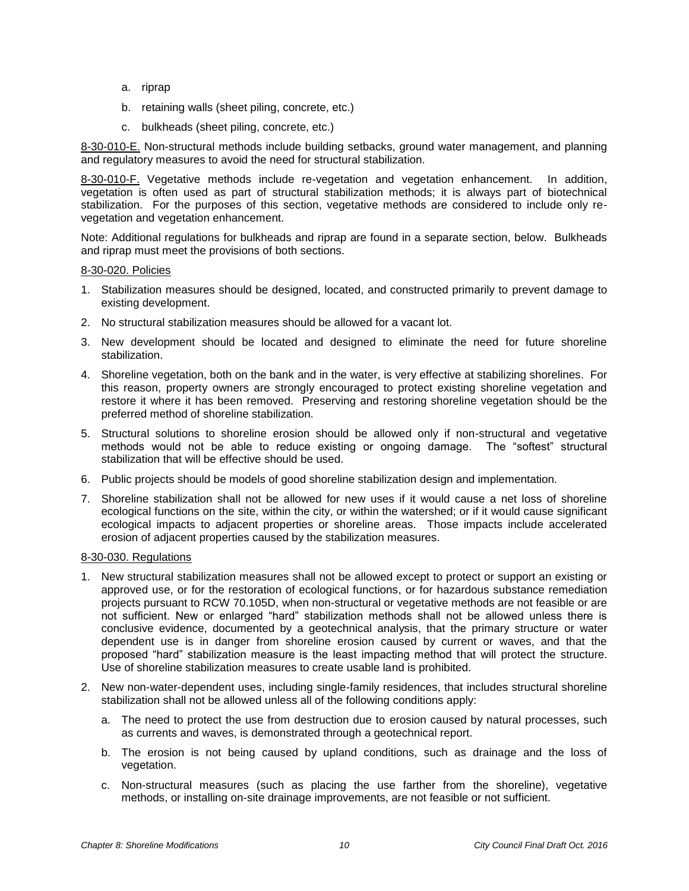a. riprap
b. retaining walls (sheet piling, concrete, etc.)
c. bulkheads (sheet piling, concrete, etc.)

8-30-010-E. Non-structural methods include building setbacks, ground water management, and planning and regulatory measures to avoid the need for structural stabilization.

8-30-010-F. Vegetative methods include re-vegetation and vegetation enhancement. In addition, vegetation is often used as part of structural stabilization methods; it is always part of biotechnical stabilization. For the purposes of this section, vegetative methods are considered to include only re-vegetation and vegetation enhancement.

Note: Additional regulations for bulkheads and riprap are found in a separate section, below. Bulkheads and riprap must meet the provisions of both sections.

8-30-020. Policies

1. Stabilization measures should be designed, located, and constructed primarily to prevent damage to existing development.
2. No structural stabilization measures should be allowed for a vacant lot.
3. New development should be located and designed to eliminate the need for future shoreline stabilization.
4. Shoreline vegetation, both on the bank and in the water, is very effective at stabilizing shorelines. For this reason, property owners are strongly encouraged to protect existing shoreline vegetation and restore it where it has been removed. Preserving and restoring shoreline vegetation should be the preferred method of shoreline stabilization.
5. Structural solutions to shoreline erosion should be allowed only if non-structural and vegetative methods would not be able to reduce existing or ongoing damage. The "softest" structural stabilization that will be effective should be used.
6. Public projects should be models of good shoreline stabilization design and implementation.
7. Shoreline stabilization shall not be allowed for new uses if it would cause a net loss of shoreline ecological functions on the site, within the city, or within the watershed; or if it would cause significant ecological impacts to adjacent properties or shoreline areas. Those impacts include accelerated erosion of adjacent properties caused by the stabilization measures.

8-30-030. Regulations

1. New structural stabilization measures shall not be allowed except to protect or support an existing or approved use, or for the restoration of ecological functions, or for hazardous substance remediation projects pursuant to RCW 70.105D, when non-structural or vegetative methods are not feasible or are not sufficient. New or enlarged "hard" stabilization methods shall not be allowed unless there is conclusive evidence, documented by a geotechnical analysis, that the primary structure or water dependent use is in danger from shoreline erosion caused by current or waves, and that the proposed "hard" stabilization measure is the least impacting method that will protect the structure. Use of shoreline stabilization measures to create usable land is prohibited.
2. New non-water-dependent uses, including single-family residences, that includes structural shoreline stabilization shall not be allowed unless all of the following conditions apply:
   a. The need to protect the use from destruction due to erosion caused by natural processes, such as currents and waves, is demonstrated through a geotechnical report.
   b. The erosion is not being caused by upland conditions, such as drainage and the loss of vegetation.
   c. Non-structural measures (such as placing the use farther from the shoreline), vegetative methods, or installing on-site drainage improvements, are not feasible or not sufficient.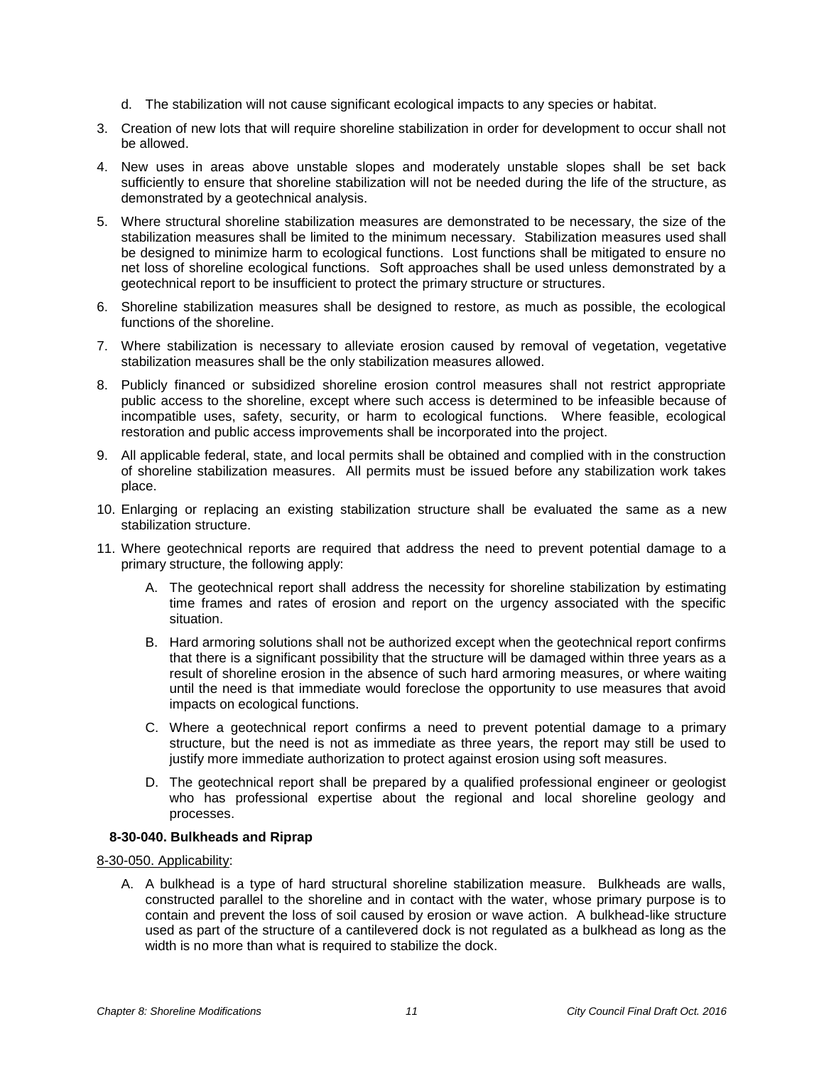d. The stabilization will not cause significant ecological impacts to any species or habitat.

3. Creation of new lots that will require shoreline stabilization in order for development to occur shall not be allowed.

4. New uses in areas above unstable slopes and moderately unstable slopes shall be set back sufficiently to ensure that shoreline stabilization will not be needed during the life of the structure, as demonstrated by a geotechnical analysis.

5. Where structural shoreline stabilization measures are demonstrated to be necessary, the size of the stabilization measures shall be limited to the minimum necessary. Stabilization measures used shall be designed to minimize harm to ecological functions. Lost functions shall be mitigated to ensure no net loss of shoreline ecological functions. Soft approaches shall be used unless demonstrated by a geotechnical report to be insufficient to protect the primary structure or structures.

6. Shoreline stabilization measures shall be designed to restore, as much as possible, the ecological functions of the shoreline.

7. Where stabilization is necessary to alleviate erosion caused by removal of vegetation, vegetative stabilization measures shall be the only stabilization measures allowed.

8. Publicly financed or subsidized shoreline erosion control measures shall not restrict appropriate public access to the shoreline, except where such access is determined to be infeasible because of incompatible uses, safety, security, or harm to ecological functions. Where feasible, ecological restoration and public access improvements shall be incorporated into the project.

9. All applicable federal, state, and local permits shall be obtained and complied with in the construction of shoreline stabilization measures. All permits must be issued before any stabilization work takes place.

10. Enlarging or replacing an existing stabilization structure shall be evaluated the same as a new stabilization structure.

11. Where geotechnical reports are required that address the need to prevent potential damage to a primary structure, the following apply:

    A. The geotechnical report shall address the necessity for shoreline stabilization by estimating time frames and rates of erosion and report on the urgency associated with the specific situation.

    B. Hard armoring solutions shall not be authorized except when the geotechnical report confirms that there is a significant possibility that the structure will be damaged within three years as a result of shoreline erosion in the absence of such hard armoring measures, or where waiting until the need is that immediate would foreclose the opportunity to use measures that avoid impacts on ecological functions.

    C. Where a geotechnical report confirms a need to prevent potential damage to a primary structure, but the need is not as immediate as three years, the report may still be used to justify more immediate authorization to protect against erosion using soft measures.

    D. The geotechnical report shall be prepared by a qualified professional engineer or geologist who has professional expertise about the regional and local shoreline geology and processes.

### 8-30-040. Bulkheads and Riprap

<u>8-30-050. Applicability</u>:

A. A bulkhead is a type of hard structural shoreline stabilization measure. Bulkheads are walls, constructed parallel to the shoreline and in contact with the water, whose primary purpose is to contain and prevent the loss of soil caused by erosion or wave action. A bulkhead-like structure used as part of the structure of a cantilevered dock is not regulated as a bulkhead as long as the width is no more than what is required to stabilize the dock.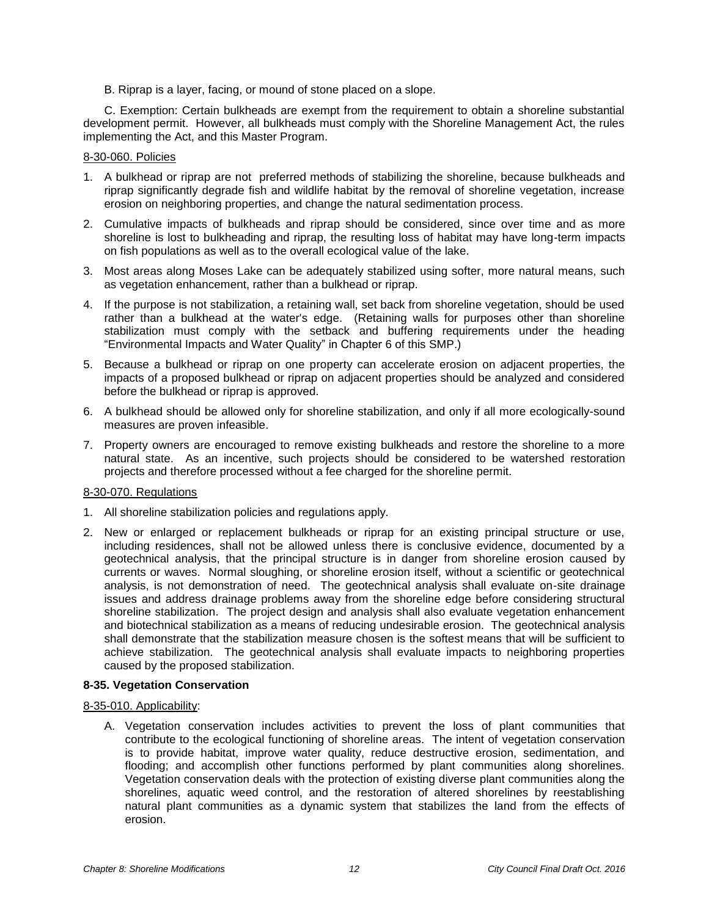B. Riprap is a layer, facing, or mound of stone placed on a slope.

C. Exemption: Certain bulkheads are exempt from the requirement to obtain a shoreline substantial development permit. However, all bulkheads must comply with the Shoreline Management Act, the rules implementing the Act, and this Master Program.

8-30-060. Policies

1. A bulkhead or riprap are not preferred methods of stabilizing the shoreline, because bulkheads and riprap significantly degrade fish and wildlife habitat by the removal of shoreline vegetation, increase erosion on neighboring properties, and change the natural sedimentation process.
2. Cumulative impacts of bulkheads and riprap should be considered, since over time and as more shoreline is lost to bulkheading and riprap, the resulting loss of habitat may have long-term impacts on fish populations as well as to the overall ecological value of the lake.
3. Most areas along Moses Lake can be adequately stabilized using softer, more natural means, such as vegetation enhancement, rather than a bulkhead or riprap.
4. If the purpose is not stabilization, a retaining wall, set back from shoreline vegetation, should be used rather than a bulkhead at the water's edge. (Retaining walls for purposes other than shoreline stabilization must comply with the setback and buffering requirements under the heading "Environmental Impacts and Water Quality" in Chapter 6 of this SMP.)
5. Because a bulkhead or riprap on one property can accelerate erosion on adjacent properties, the impacts of a proposed bulkhead or riprap on adjacent properties should be analyzed and considered before the bulkhead or riprap is approved.
6. A bulkhead should be allowed only for shoreline stabilization, and only if all more ecologically-sound measures are proven infeasible.
7. Property owners are encouraged to remove existing bulkheads and restore the shoreline to a more natural state. As an incentive, such projects should be considered to be watershed restoration projects and therefore processed without a fee charged for the shoreline permit.

8-30-070. Regulations

1. All shoreline stabilization policies and regulations apply.
2. New or enlarged or replacement bulkheads or riprap for an existing principal structure or use, including residences, shall not be allowed unless there is conclusive evidence, documented by a geotechnical analysis, that the principal structure is in danger from shoreline erosion caused by currents or waves. Normal sloughing, or shoreline erosion itself, without a scientific or geotechnical analysis, is not demonstration of need. The geotechnical analysis shall evaluate on-site drainage issues and address drainage problems away from the shoreline edge before considering structural shoreline stabilization. The project design and analysis shall also evaluate vegetation enhancement and biotechnical stabilization as a means of reducing undesirable erosion. The geotechnical analysis shall demonstrate that the stabilization measure chosen is the softest means that will be sufficient to achieve stabilization. The geotechnical analysis shall evaluate impacts to neighboring properties caused by the proposed stabilization.

**8-35. Vegetation Conservation**

8-35-010. Applicability:

A. Vegetation conservation includes activities to prevent the loss of plant communities that contribute to the ecological functioning of shoreline areas. The intent of vegetation conservation is to provide habitat, improve water quality, reduce destructive erosion, sedimentation, and flooding; and accomplish other functions performed by plant communities along shorelines. Vegetation conservation deals with the protection of existing diverse plant communities along the shorelines, aquatic weed control, and the restoration of altered shorelines by reestablishing natural plant communities as a dynamic system that stabilizes the land from the effects of erosion.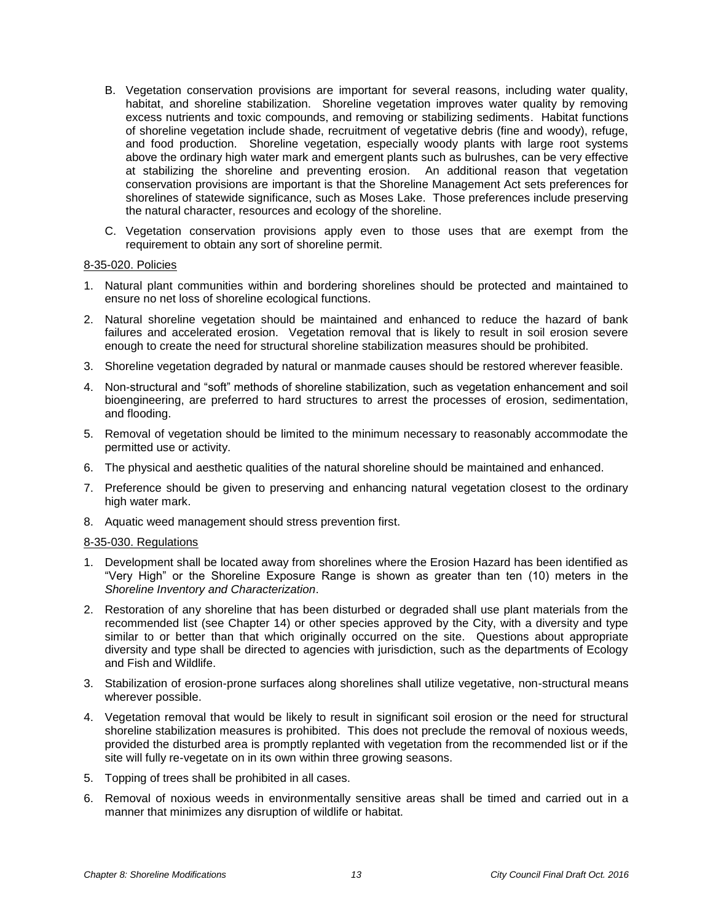B. Vegetation conservation provisions are important for several reasons, including water quality, habitat, and shoreline stabilization. Shoreline vegetation improves water quality by removing excess nutrients and toxic compounds, and removing or stabilizing sediments. Habitat functions of shoreline vegetation include shade, recruitment of vegetative debris (fine and woody), refuge, and food production. Shoreline vegetation, especially woody plants with large root systems above the ordinary high water mark and emergent plants such as bulrushes, can be very effective at stabilizing the shoreline and preventing erosion. An additional reason that vegetation conservation provisions are important is that the Shoreline Management Act sets preferences for shorelines of statewide significance, such as Moses Lake. Those preferences include preserving the natural character, resources and ecology of the shoreline.

C. Vegetation conservation provisions apply even to those uses that are exempt from the requirement to obtain any sort of shoreline permit.

8-35-020. Policies

1. Natural plant communities within and bordering shorelines should be protected and maintained to ensure no net loss of shoreline ecological functions.
2. Natural shoreline vegetation should be maintained and enhanced to reduce the hazard of bank failures and accelerated erosion. Vegetation removal that is likely to result in soil erosion severe enough to create the need for structural shoreline stabilization measures should be prohibited.
3. Shoreline vegetation degraded by natural or manmade causes should be restored wherever feasible.
4. Non-structural and "soft" methods of shoreline stabilization, such as vegetation enhancement and soil bioengineering, are preferred to hard structures to arrest the processes of erosion, sedimentation, and flooding.
5. Removal of vegetation should be limited to the minimum necessary to reasonably accommodate the permitted use or activity.
6. The physical and aesthetic qualities of the natural shoreline should be maintained and enhanced.
7. Preference should be given to preserving and enhancing natural vegetation closest to the ordinary high water mark.
8. Aquatic weed management should stress prevention first.

8-35-030. Regulations

1. Development shall be located away from shorelines where the Erosion Hazard has been identified as "Very High" or the Shoreline Exposure Range is shown as greater than ten (10) meters in the *Shoreline Inventory and Characterization*.
2. Restoration of any shoreline that has been disturbed or degraded shall use plant materials from the recommended list (see Chapter 14) or other species approved by the City, with a diversity and type similar to or better than that which originally occurred on the site. Questions about appropriate diversity and type shall be directed to agencies with jurisdiction, such as the departments of Ecology and Fish and Wildlife.
3. Stabilization of erosion-prone surfaces along shorelines shall utilize vegetative, non-structural means wherever possible.
4. Vegetation removal that would be likely to result in significant soil erosion or the need for structural shoreline stabilization measures is prohibited. This does not preclude the removal of noxious weeds, provided the disturbed area is promptly replanted with vegetation from the recommended list or if the site will fully re-vegetate on in its own within three growing seasons.
5. Topping of trees shall be prohibited in all cases.
6. Removal of noxious weeds in environmentally sensitive areas shall be timed and carried out in a manner that minimizes any disruption of wildlife or habitat.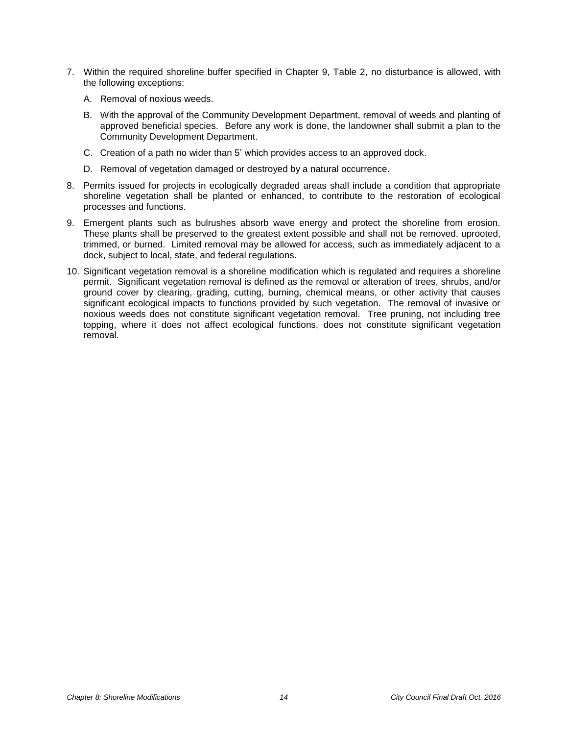7. Within the required shoreline buffer specified in Chapter 9, Table 2, no disturbance is allowed, with the following exceptions:

   A. Removal of noxious weeds.

   B. With the approval of the Community Development Department, removal of weeds and planting of approved beneficial species. Before any work is done, the landowner shall submit a plan to the Community Development Department.

   C. Creation of a path no wider than 5' which provides access to an approved dock.

   D. Removal of vegetation damaged or destroyed by a natural occurrence.

8. Permits issued for projects in ecologically degraded areas shall include a condition that appropriate shoreline vegetation shall be planted or enhanced, to contribute to the restoration of ecological processes and functions.

9. Emergent plants such as bulrushes absorb wave energy and protect the shoreline from erosion. These plants shall be preserved to the greatest extent possible and shall not be removed, uprooted, trimmed, or burned. Limited removal may be allowed for access, such as immediately adjacent to a dock, subject to local, state, and federal regulations.

10. Significant vegetation removal is a shoreline modification which is regulated and requires a shoreline permit. Significant vegetation removal is defined as the removal or alteration of trees, shrubs, and/or ground cover by clearing, grading, cutting, burning, chemical means, or other activity that causes significant ecological impacts to functions provided by such vegetation. The removal of invasive or noxious weeds does not constitute significant vegetation removal. Tree pruning, not including tree topping, where it does not affect ecological functions, does not constitute significant vegetation removal.